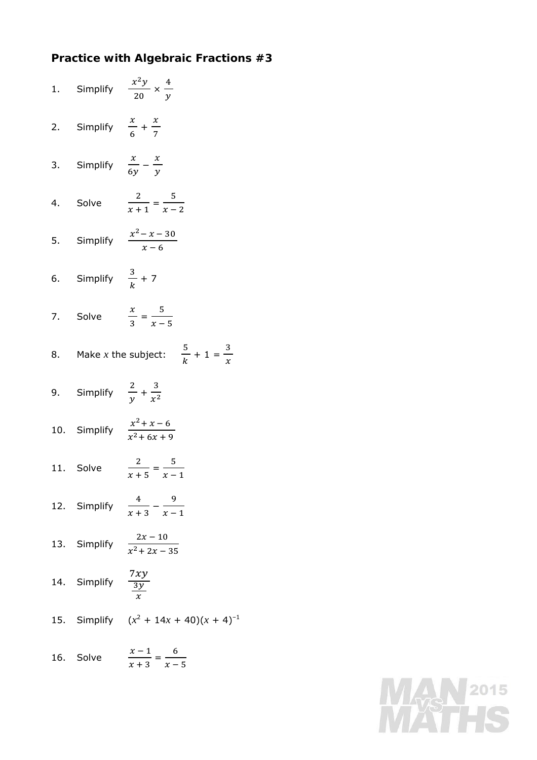# Practice with Algebraic Fractions #3

1. Simplify $\frac{x^2y}{20} \times \frac{4}{y}$

2. Simplify $\frac{x}{6} + \frac{x}{7}$

3. Simplify $\frac{x}{6y} - \frac{x}{y}$

4. Solve $\frac{2}{x+1} = \frac{5}{x-2}$

5. Simplify $\frac{x^2 - x - 30}{x - 6}$

6. Simplify $\frac{3}{k} + 7$

7. Solve $\frac{x}{3} = \frac{5}{x-5}$

8. Make $x$ the subject: $\frac{5}{k} + 1 = \frac{3}{x}$

9. Simplify $\frac{2}{y} + \frac{3}{x^2}$

10. Simplify $\frac{x^2 + x - 6}{x^2 + 6x + 9}$

11. Solve $\frac{2}{x+5} = \frac{5}{x-1}$

12. Simplify $\frac{4}{x+3} - \frac{9}{x-1}$

13. Simplify $\frac{2x - 10}{x^2 + 2x - 35}$

14. Simplify $\frac{7xy}{\frac{3y}{x}}$

15. Simplify $(x^2 + 14x + 40)(x + 4)^{-1}$

16. Solve $\frac{x-1}{x+3} = \frac{6}{x-5}$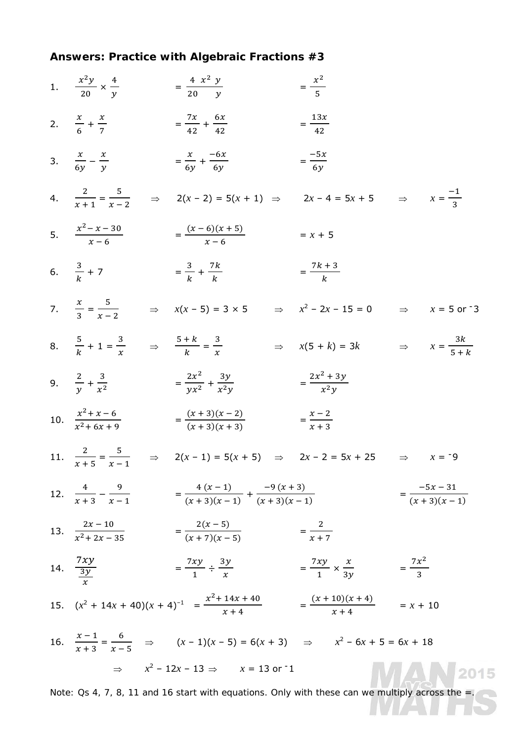**Answers: Practice with Algebraic Fractions #3**

1. $\dfrac{x^2y}{20} \times \dfrac{4}{y} \qquad = \dfrac{4\ \ x^2\ \ y}{20\qquad y} \qquad = \dfrac{x^2}{5}$

2. $\dfrac{x}{6} + \dfrac{x}{7} \qquad = \dfrac{7x}{42} + \dfrac{6x}{42} \qquad = \dfrac{13x}{42}$

3. $\dfrac{x}{6y} - \dfrac{x}{y} \qquad = \dfrac{x}{6y} + \dfrac{-6x}{6y} \qquad = \dfrac{-5x}{6y}$

4. $\dfrac{2}{x+1} = \dfrac{5}{x-2} \quad \Rightarrow \quad 2(x-2) = 5(x+1) \quad \Rightarrow \quad 2x - 4 = 5x + 5 \quad \Rightarrow \quad x = \dfrac{-1}{3}$

5. $\dfrac{x^2 - x - 30}{x-6} \qquad = \dfrac{(x-6)(x+5)}{x-6} \qquad = x + 5$

6. $\dfrac{3}{k} + 7 \qquad = \dfrac{3}{k} + \dfrac{7k}{k} \qquad = \dfrac{7k+3}{k}$

7. $\dfrac{x}{3} = \dfrac{5}{x-2} \quad \Rightarrow \quad x(x-5) = 3 \times 5 \quad \Rightarrow \quad x^2 - 2x - 15 = 0 \quad \Rightarrow \quad x = 5 \text{ or } {}^-3$

8. $\dfrac{5}{k} + 1 = \dfrac{3}{x} \quad \Rightarrow \quad \dfrac{5+k}{k} = \dfrac{3}{x} \quad \Rightarrow \quad x(5+k) = 3k \quad \Rightarrow \quad x = \dfrac{3k}{5+k}$

9. $\dfrac{2}{y} + \dfrac{3}{x^2} \qquad = \dfrac{2x^2}{yx^2} + \dfrac{3y}{x^2y} \qquad = \dfrac{2x^2 + 3y}{x^2y}$

10. $\dfrac{x^2 + x - 6}{x^2 + 6x + 9} \qquad = \dfrac{(x+3)(x-2)}{(x+3)(x+3)} \qquad = \dfrac{x-2}{x+3}$

11. $\dfrac{2}{x+5} = \dfrac{5}{x-1} \quad \Rightarrow \quad 2(x-1) = 5(x+5) \quad \Rightarrow \quad 2x - 2 = 5x + 25 \quad \Rightarrow \quad x = {}^-9$

12. $\dfrac{4}{x+3} - \dfrac{9}{x-1} \qquad = \dfrac{4\,(x-1)}{(x+3)(x-1)} + \dfrac{-9\,(x+3)}{(x+3)(x-1)} \qquad = \dfrac{-5x - 31}{(x+3)(x-1)}$

13. $\dfrac{2x-10}{x^2 + 2x - 35} \qquad = \dfrac{2(x-5)}{(x+7)(x-5)} \qquad = \dfrac{2}{x+7}$

14. $\dfrac{7xy}{\frac{3y}{x}} \qquad = \dfrac{7xy}{1} \div \dfrac{3y}{x} \qquad = \dfrac{7xy}{1} \times \dfrac{x}{3y} \qquad = \dfrac{7x^2}{3}$

15. $(x^2 + 14x + 40)(x+4)^{-1} \ = \dfrac{x^2 + 14x + 40}{x+4} \qquad = \dfrac{(x+10)(x+4)}{x+4} \qquad = x + 10$

16. $\dfrac{x-1}{x+3} = \dfrac{6}{x-5} \quad \Rightarrow \quad (x-1)(x-5) = 6(x+3) \quad \Rightarrow \quad x^2 - 6x + 5 = 6x + 18$

$\Rightarrow \quad x^2 - 12x - 13 \Rightarrow \quad x = 13 \text{ or } {}^-1$

Note: Qs 4, 7, 8, 11 and 16 start with equations. Only with these can we multiply across the =.